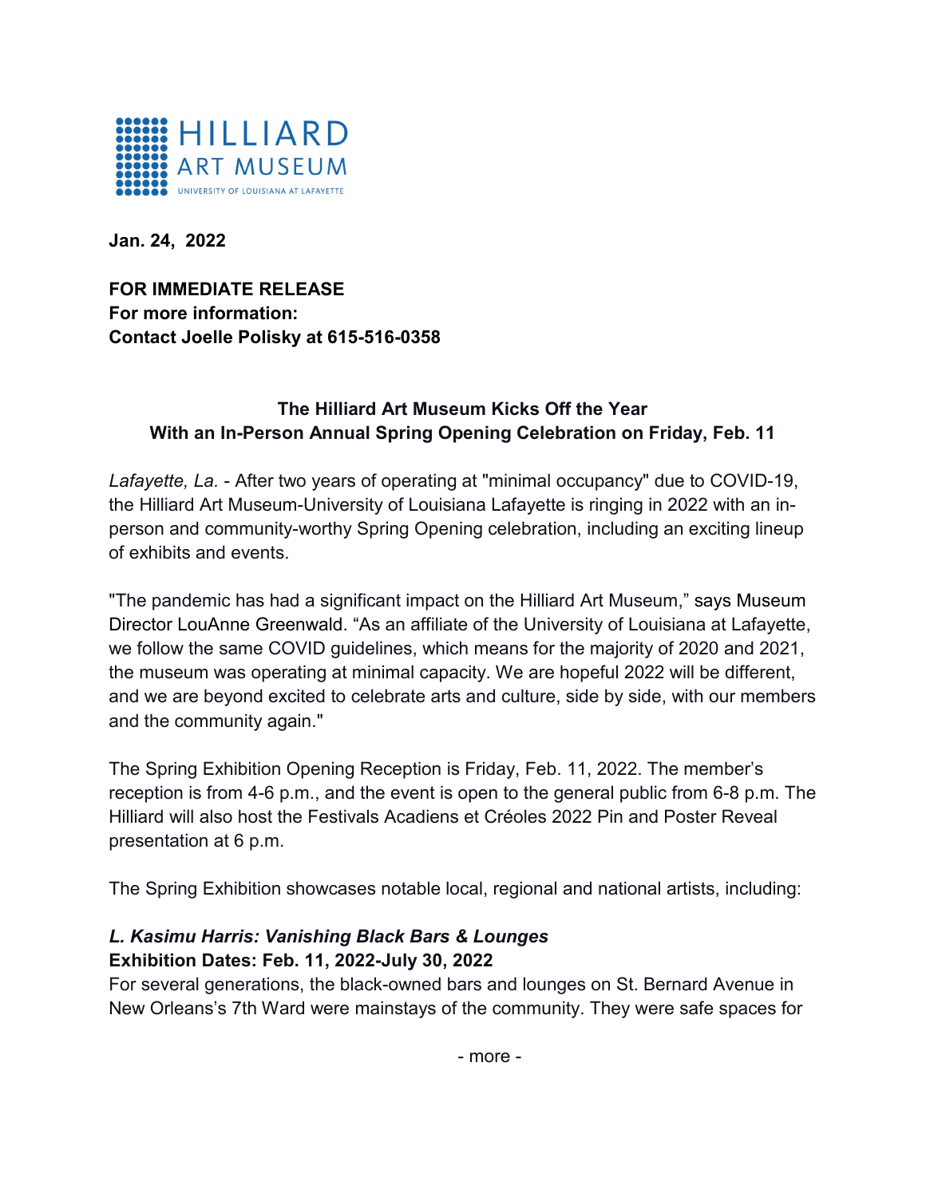HILLIARD ART MUSEUM
UNIVERSITY OF LOUISIANA AT LAFAYETTE

**Jan. 24, 2022**

**FOR IMMEDIATE RELEASE**
**For more information:**
**Contact Joelle Polisky at 615-516-0358**

## The Hilliard Art Museum Kicks Off the Year With an In-Person Annual Spring Opening Celebration on Friday, Feb. 11

*Lafayette, La.* - After two years of operating at "minimal occupancy" due to COVID-19, the Hilliard Art Museum-University of Louisiana Lafayette is ringing in 2022 with an in-person and community-worthy Spring Opening celebration, including an exciting lineup of exhibits and events.

"The pandemic has had a significant impact on the Hilliard Art Museum," says Museum Director LouAnne Greenwald. "As an affiliate of the University of Louisiana at Lafayette, we follow the same COVID guidelines, which means for the majority of 2020 and 2021, the museum was operating at minimal capacity. We are hopeful 2022 will be different, and we are beyond excited to celebrate arts and culture, side by side, with our members and the community again."

The Spring Exhibition Opening Reception is Friday, Feb. 11, 2022. The member's reception is from 4-6 p.m., and the event is open to the general public from 6-8 p.m. The Hilliard will also host the Festivals Acadiens et Créoles 2022 Pin and Poster Reveal presentation at 6 p.m.

The Spring Exhibition showcases notable local, regional and national artists, including:

### *L. Kasimu Harris: Vanishing Black Bars & Lounges*
**Exhibition Dates: Feb. 11, 2022-July 30, 2022**
For several generations, the black-owned bars and lounges on St. Bernard Avenue in New Orleans's 7th Ward were mainstays of the community. They were safe spaces for

- more -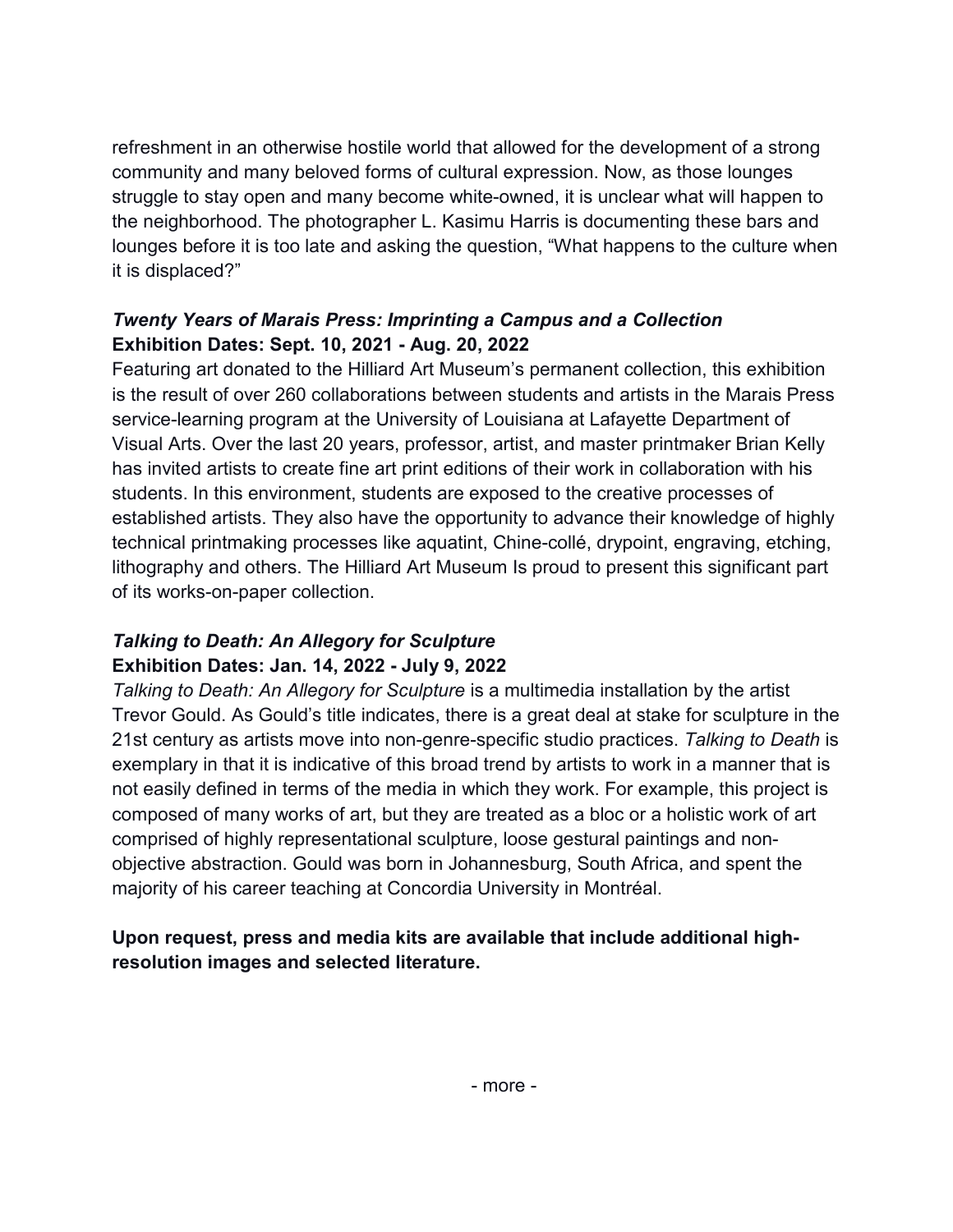refreshment in an otherwise hostile world that allowed for the development of a strong community and many beloved forms of cultural expression. Now, as those lounges struggle to stay open and many become white-owned, it is unclear what will happen to the neighborhood. The photographer L. Kasimu Harris is documenting these bars and lounges before it is too late and asking the question, "What happens to the culture when it is displaced?"

***Twenty Years of Marais Press: Imprinting a Campus and a Collection***
**Exhibition Dates: Sept. 10, 2021 - Aug. 20, 2022**

Featuring art donated to the Hilliard Art Museum's permanent collection, this exhibition is the result of over 260 collaborations between students and artists in the Marais Press service-learning program at the University of Louisiana at Lafayette Department of Visual Arts. Over the last 20 years, professor, artist, and master printmaker Brian Kelly has invited artists to create fine art print editions of their work in collaboration with his students. In this environment, students are exposed to the creative processes of established artists. They also have the opportunity to advance their knowledge of highly technical printmaking processes like aquatint, Chine-collé, drypoint, engraving, etching, lithography and others. The Hilliard Art Museum Is proud to present this significant part of its works-on-paper collection.

***Talking to Death: An Allegory for Sculpture***
**Exhibition Dates: Jan. 14, 2022 - July 9, 2022**

*Talking to Death: An Allegory for Sculpture* is a multimedia installation by the artist Trevor Gould. As Gould's title indicates, there is a great deal at stake for sculpture in the 21st century as artists move into non-genre-specific studio practices. *Talking to Death* is exemplary in that it is indicative of this broad trend by artists to work in a manner that is not easily defined in terms of the media in which they work. For example, this project is composed of many works of art, but they are treated as a bloc or a holistic work of art comprised of highly representational sculpture, loose gestural paintings and non-objective abstraction. Gould was born in Johannesburg, South Africa, and spent the majority of his career teaching at Concordia University in Montréal.

**Upon request, press and media kits are available that include additional high-resolution images and selected literature.**

- more -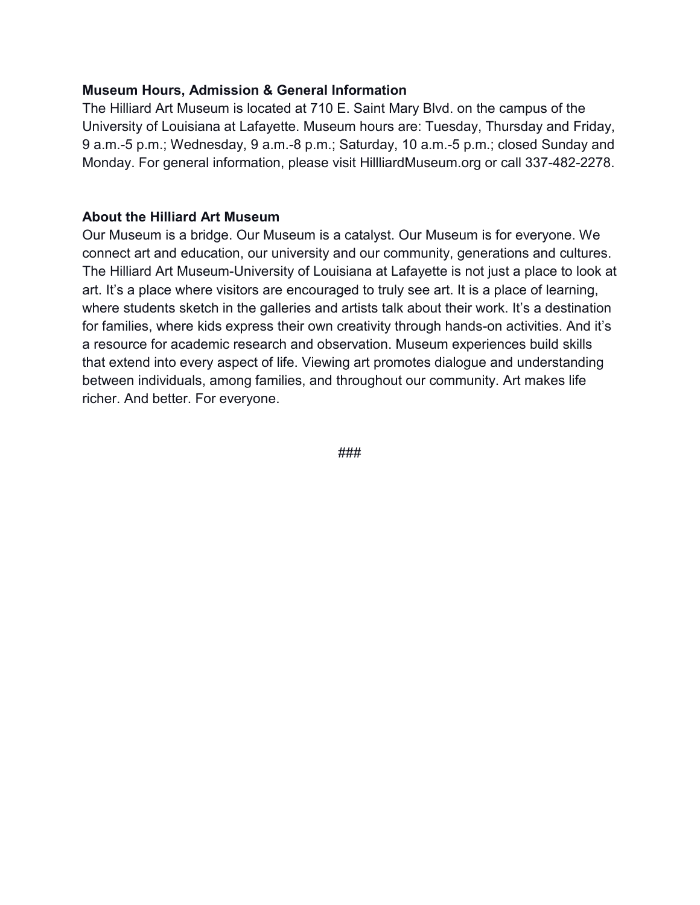**Museum Hours, Admission & General Information**

The Hilliard Art Museum is located at 710 E. Saint Mary Blvd. on the campus of the University of Louisiana at Lafayette. Museum hours are: Tuesday, Thursday and Friday, 9 a.m.-5 p.m.; Wednesday, 9 a.m.-8 p.m.; Saturday, 10 a.m.-5 p.m.; closed Sunday and Monday. For general information, please visit HillliardMuseum.org or call 337-482-2278.

**About the Hilliard Art Museum**

Our Museum is a bridge. Our Museum is a catalyst. Our Museum is for everyone. We connect art and education, our university and our community, generations and cultures. The Hilliard Art Museum-University of Louisiana at Lafayette is not just a place to look at art. It's a place where visitors are encouraged to truly see art. It is a place of learning, where students sketch in the galleries and artists talk about their work. It's a destination for families, where kids express their own creativity through hands-on activities. And it's a resource for academic research and observation. Museum experiences build skills that extend into every aspect of life. Viewing art promotes dialogue and understanding between individuals, among families, and throughout our community. Art makes life richer. And better. For everyone.

###